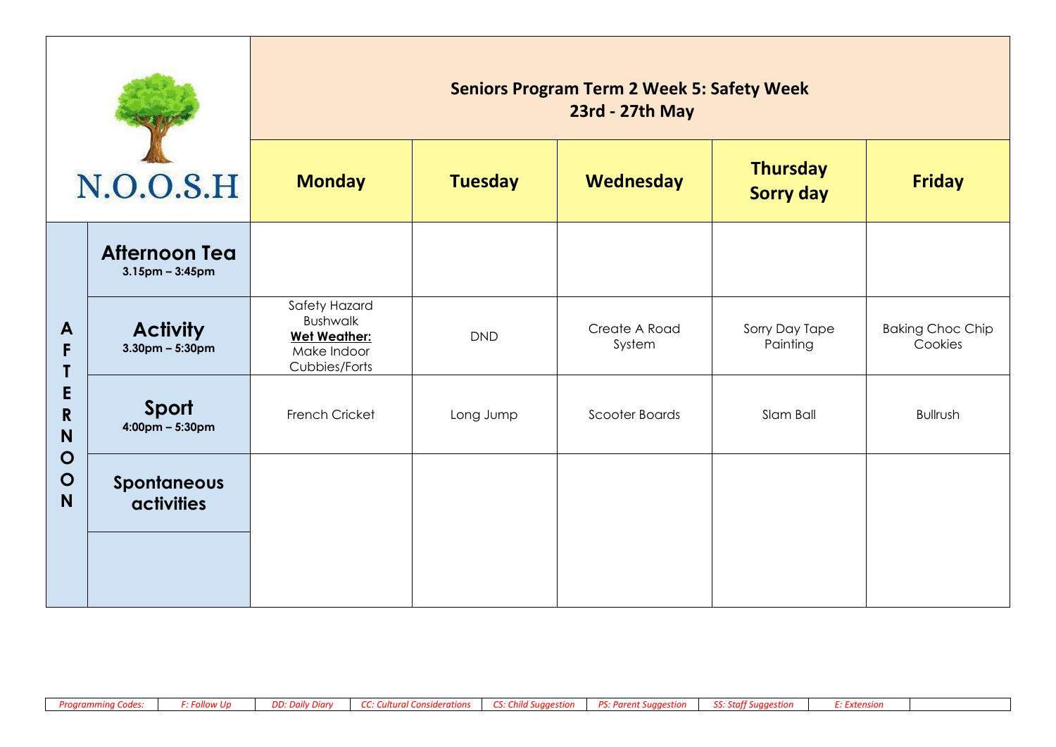# Seniors Program Term 2 Week 5: Safety Week

## 23rd - 27th May

| N.O.O.S.H | | Monday | Tuesday | Wednesday | Thursday Sorry day | Friday |
|---|---|---|---|---|---|---|
| AFTERNOON | **Afternoon Tea** 3.15pm – 3:45pm | | | | | |
| | **Activity** 3.30pm – 5:30pm | Safety Hazard Bushwalk **Wet Weather:** Make Indoor Cubbies/Forts | DND | Create A Road System | Sorry Day Tape Painting | Baking Choc Chip Cookies |
| | **Sport** 4:00pm – 5:30pm | French Cricket | Long Jump | Scooter Boards | Slam Ball | Bullrush |
| | **Spontaneous activities** | | | | | |
| | | | | | | |

| *Programming Codes:* | *F: Follow Up* | *DD: Daily Diary* | *CC: Cultural Considerations* | *CS: Child Suggestion* | *PS: Parent Suggestion* | *SS: Staff Suggestion* | *E: Extension* | |
|---|---|---|---|---|---|---|---|---|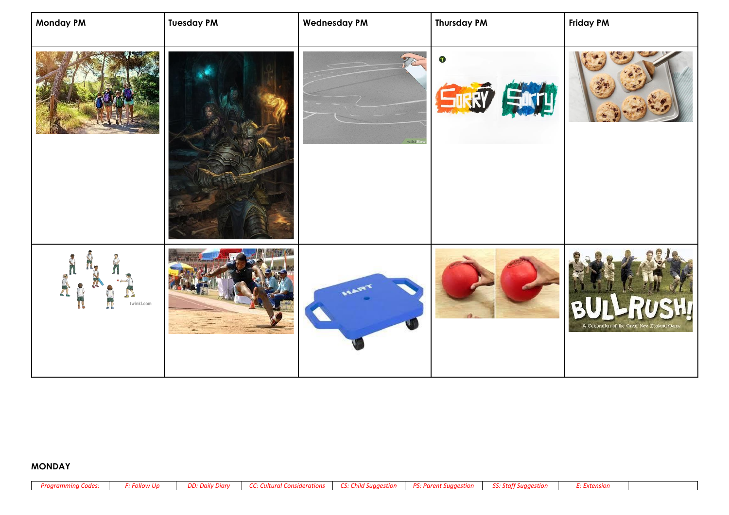| Monday PM | Tuesday PM | Wednesday PM | Thursday PM | Friday PM |
| --- | --- | --- | --- | --- |
| | | | | |
| | | | | |

**MONDAY**

| Programming Codes: | F: Follow Up | DD: Daily Diary | CC: Cultural Considerations | CS: Child Suggestion | PS: Parent Suggestion | SS: Staff Suggestion | E: Extension | |
| --- | --- | --- | --- | --- | --- | --- | --- | --- |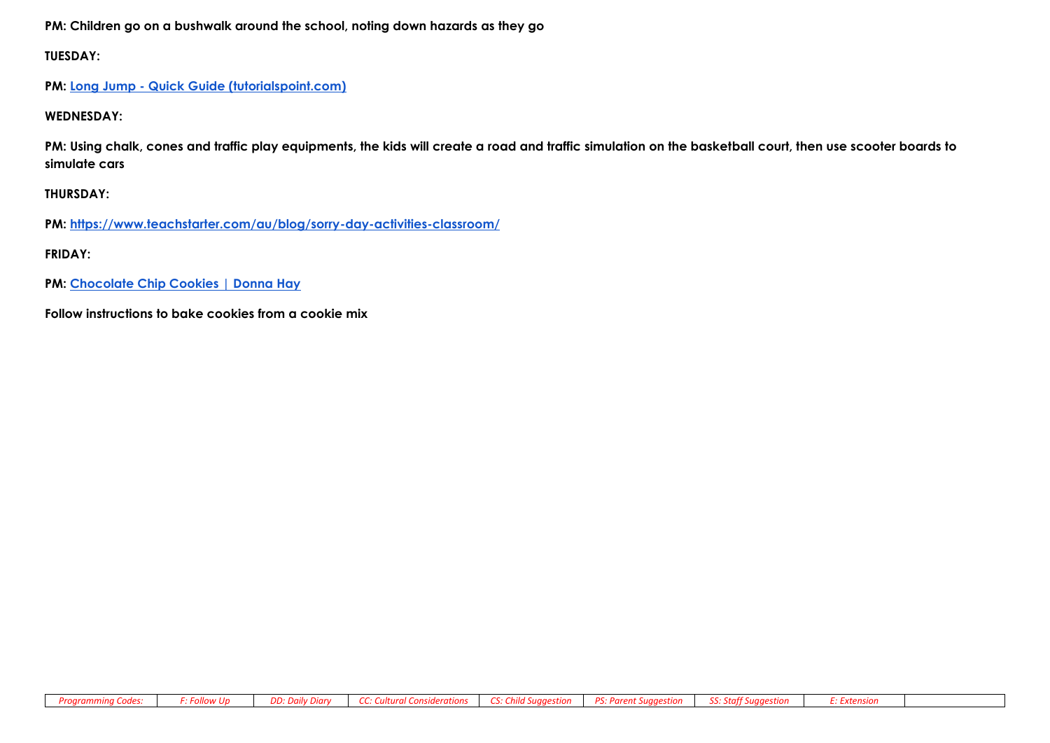**PM: Children go on a bushwalk around the school, noting down hazards as they go**

**TUESDAY:**

**PM: Long Jump - Quick Guide (tutorialspoint.com)**

**WEDNESDAY:**

**PM: Using chalk, cones and traffic play equipments, the kids will create a road and traffic simulation on the basketball court, then use scooter boards to simulate cars**

**THURSDAY:**

**PM: https://www.teachstarter.com/au/blog/sorry-day-activities-classroom/**

**FRIDAY:**

**PM: Chocolate Chip Cookies | Donna Hay**

**Follow instructions to bake cookies from a cookie mix**

| | | | | | | | | |
|---|---|---|---|---|---|---|---|---|
| *Programming Codes:* | *F: Follow Up* | *DD: Daily Diary* | *CC: Cultural Considerations* | *CS: Child Suggestion* | *PS: Parent Suggestion* | *SS: Staff Suggestion* | *E: Extension* | |